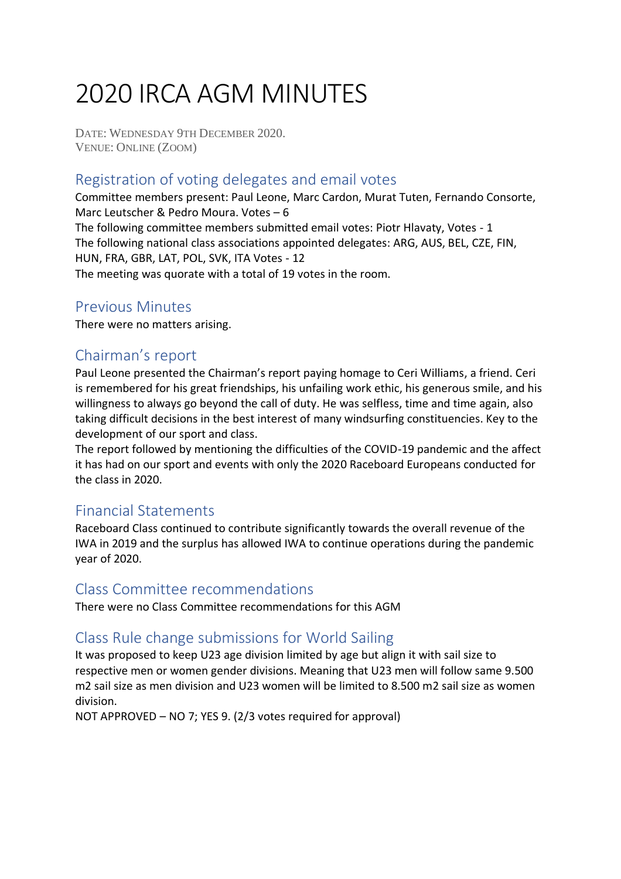# 2020 IRCA AGM MINUTES

DATE: WEDNESDAY 9TH DECEMBER 2020.
VENUE: ONLINE (ZOOM)

## Registration of voting delegates and email votes

Committee members present: Paul Leone, Marc Cardon, Murat Tuten, Fernando Consorte, Marc Leutscher & Pedro Moura. Votes – 6
The following committee members submitted email votes: Piotr Hlavaty, Votes - 1
The following national class associations appointed delegates: ARG, AUS, BEL, CZE, FIN, HUN, FRA, GBR, LAT, POL, SVK, ITA Votes - 12
The meeting was quorate with a total of 19 votes in the room.

## Previous Minutes

There were no matters arising.

## Chairman's report

Paul Leone presented the Chairman's report paying homage to Ceri Williams, a friend. Ceri is remembered for his great friendships, his unfailing work ethic, his generous smile, and his willingness to always go beyond the call of duty. He was selfless, time and time again, also taking difficult decisions in the best interest of many windsurfing constituencies. Key to the development of our sport and class.
The report followed by mentioning the difficulties of the COVID-19 pandemic and the affect it has had on our sport and events with only the 2020 Raceboard Europeans conducted for the class in 2020.

## Financial Statements

Raceboard Class continued to contribute significantly towards the overall revenue of the IWA in 2019 and the surplus has allowed IWA to continue operations during the pandemic year of 2020.

## Class Committee recommendations

There were no Class Committee recommendations for this AGM

## Class Rule change submissions for World Sailing

It was proposed to keep U23 age division limited by age but align it with sail size to respective men or women gender divisions. Meaning that U23 men will follow same 9.500 m2 sail size as men division and U23 women will be limited to 8.500 m2 sail size as women division.
NOT APPROVED – NO 7; YES 9. (2/3 votes required for approval)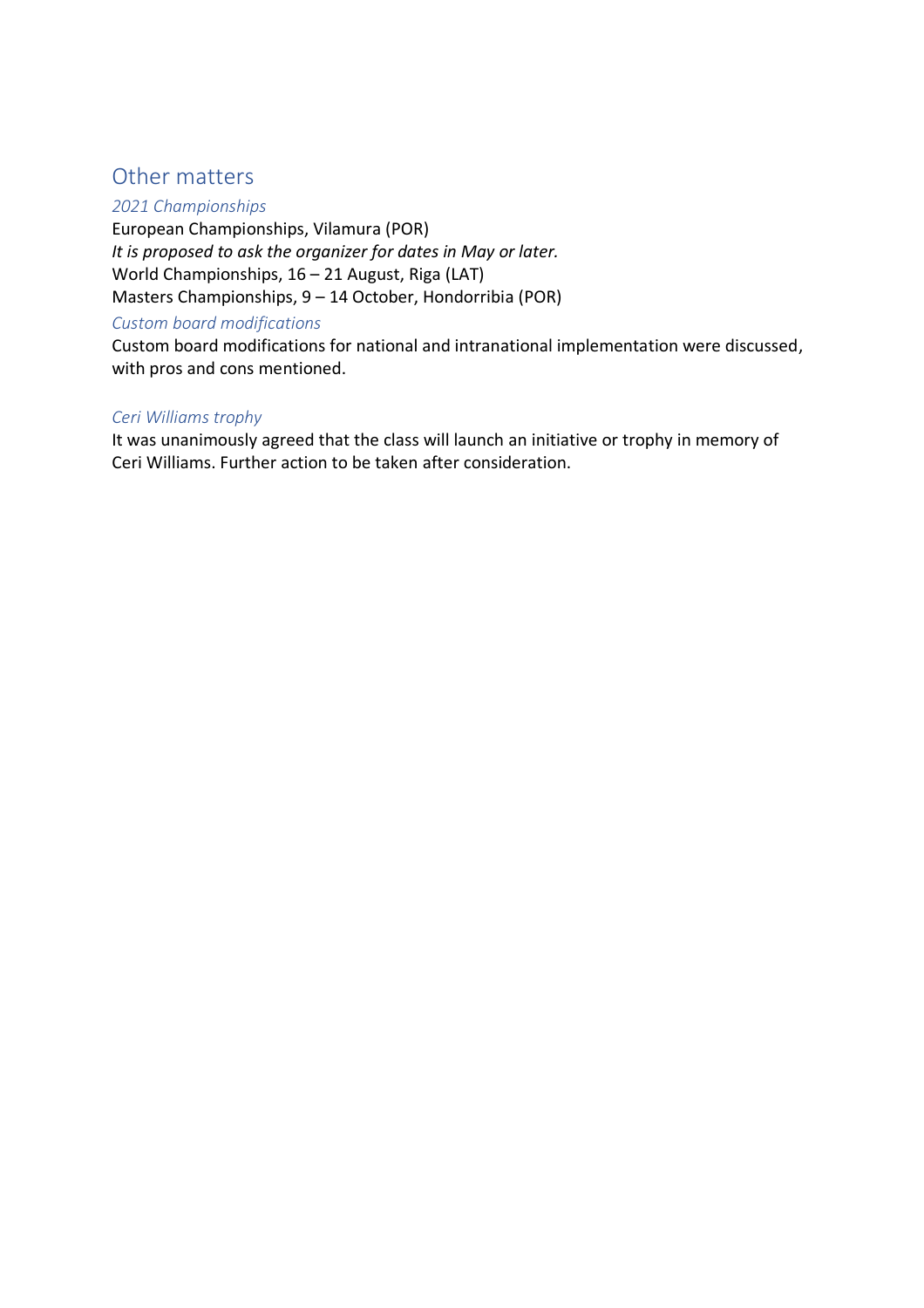## Other matters

### *2021 Championships*

European Championships, Vilamura (POR)
*It is proposed to ask the organizer for dates in May or later.*
World Championships, 16 – 21 August, Riga (LAT)
Masters Championships, 9 – 14 October, Hondorribia (POR)

### *Custom board modifications*

Custom board modifications for national and intranational implementation were discussed, with pros and cons mentioned.

### *Ceri Williams trophy*

It was unanimously agreed that the class will launch an initiative or trophy in memory of Ceri Williams. Further action to be taken after consideration.